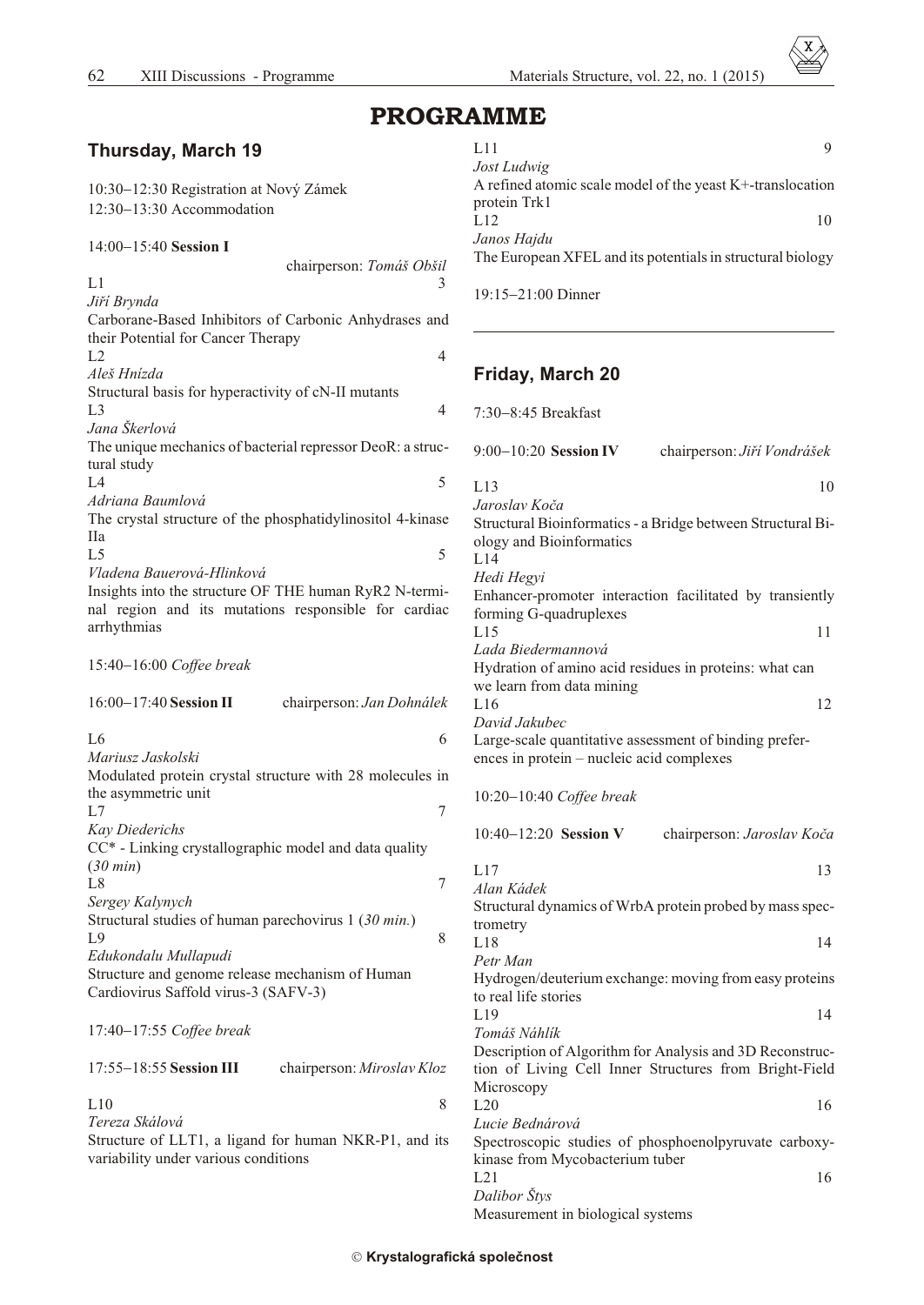# PROGRAMME

## Thursday, March 19

10:30–12:30 Registration at Nový Zámek
12:30–13:30 Accommodation

14:00–15:40 **Session I** chairperson: *Tomáš Obšil*

L1 3
*Jiří Brynda*
Carborane-Based Inhibitors of Carbonic Anhydrases and their Potential for Cancer Therapy

L2 4
*Aleš Hnízda*
Structural basis for hyperactivity of cN-II mutants

L3 4
*Jana Škerlová*
The unique mechanics of bacterial repressor DeoR: a structural study

L4 5
*Adriana Baumlová*
The crystal structure of the phosphatidylinositol 4-kinase IIa

L5 5
*Vladena Bauerová-Hlinková*
Insights into the structure OF THE human RyR2 N-terminal region and its mutations responsible for cardiac arrhythmias

15:40–16:00 *Coffee break*

16:00–17:40 **Session II** chairperson: *Jan Dohnálek*

L6 6
*Mariusz Jaskolski*
Modulated protein crystal structure with 28 molecules in the asymmetric unit

L7 7
*Kay Diederichs*
CC* - Linking crystallographic model and data quality (*30 min*)

L8 7
*Sergey Kalynych*
Structural studies of human parechovirus 1 (*30 min.*)

L9 8
*Edukondalu Mullapudi*
Structure and genome release mechanism of Human Cardiovirus Saffold virus-3 (SAFV-3)

17:40–17:55 *Coffee break*

17:55–18:55 **Session III** chairperson: *Miroslav Kloz*

L10 8
*Tereza Skálová*
Structure of LLT1, a ligand for human NKR-P1, and its variability under various conditions

L11 9
*Jost Ludwig*
A refined atomic scale model of the yeast K+-translocation protein Trk1

L12 10
*Janos Hajdu*
The European XFEL and its potentials in structural biology

19:15–21:00 Dinner

## Friday, March 20

7:30–8:45 Breakfast

9:00–10:20 **Session IV** chairperson: *Jiří Vondrášek*

L13 10
*Jaroslav Koča*
Structural Bioinformatics - a Bridge between Structural Biology and Bioinformatics

L14
*Hedi Hegyi*
Enhancer-promoter interaction facilitated by transiently forming G-quadruplexes

L15 11
*Lada Biedermannová*
Hydration of amino acid residues in proteins: what can we learn from data mining

L16 12
*David Jakubec*
Large-scale quantitative assessment of binding preferences in protein – nucleic acid complexes

10:20–10:40 *Coffee break*

10:40–12:20 **Session V** chairperson: *Jaroslav Koča*

L17 13
*Alan Kádek*
Structural dynamics of WrbA protein probed by mass spectrometry

L18 14
*Petr Man*
Hydrogen/deuterium exchange: moving from easy proteins to real life stories

L19 14
*Tomáš Náhlík*
Description of Algorithm for Analysis and 3D Reconstruction of Living Cell Inner Structures from Bright-Field Microscopy

L20 16
*Lucie Bednárová*
Spectroscopic studies of phosphoenolpyruvate carboxykinase from Mycobacterium tuber

L21 16
*Dalibor Štys*
Measurement in biological systems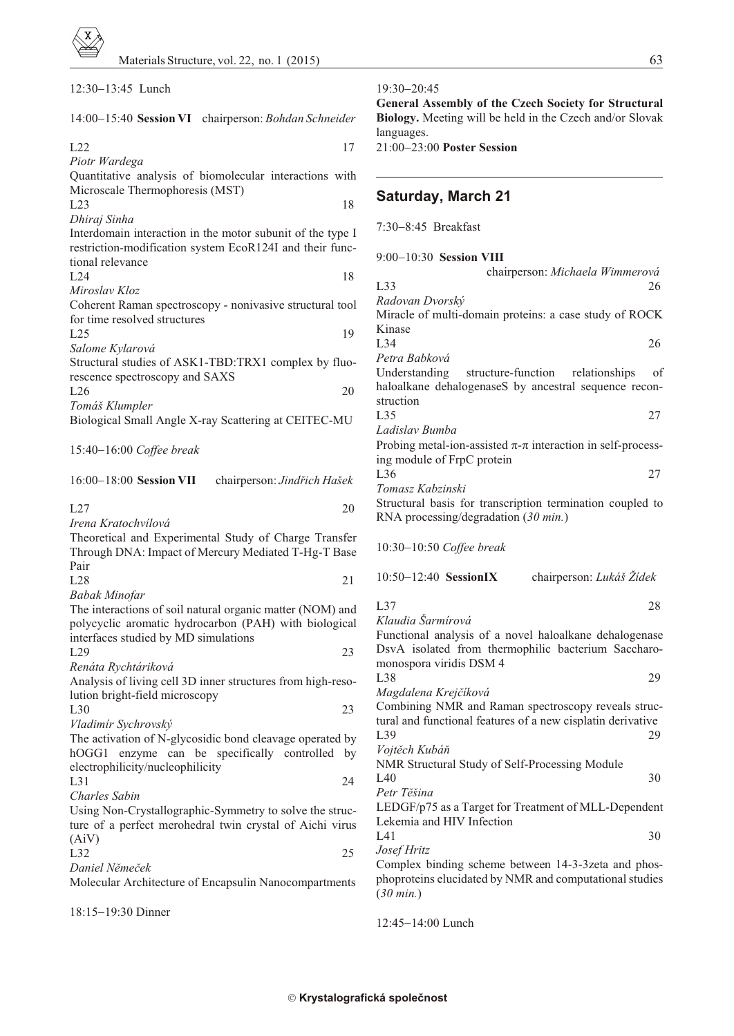12:30–13:45 Lunch

14:00–15:40 **Session VI** chairperson: *Bohdan Schneider*

L22 17
*Piotr Wardega*
Quantitative analysis of biomolecular interactions with Microscale Thermophoresis (MST)

L23 18
*Dhiraj Sinha*
Interdomain interaction in the motor subunit of the type I restriction-modification system EcoR124I and their functional relevance

L24 18
*Miroslav Kloz*
Coherent Raman spectroscopy - nonivasive structural tool for time resolved structures

L25 19
*Salome Kylarová*
Structural studies of ASK1-TBD:TRX1 complex by fluorescence spectroscopy and SAXS

L26 20
*Tomáš Klumpler*
Biological Small Angle X-ray Scattering at CEITEC-MU

15:40–16:00 *Coffee break*

16:00–18:00 **Session VII** chairperson: *Jindřich Hašek*

L27 20
*Irena Kratochvílová*
Theoretical and Experimental Study of Charge Transfer Through DNA: Impact of Mercury Mediated T-Hg-T Base Pair

L28 21
*Babak Minofar*
The interactions of soil natural organic matter (NOM) and polycyclic aromatic hydrocarbon (PAH) with biological interfaces studied by MD simulations

L29 23
*Renáta Rychtáriková*
Analysis of living cell 3D inner structures from high-resolution bright-field microscopy

L30 23
*Vladimír Sychrovský*
The activation of N-glycosidic bond cleavage operated by hOGG1 enzyme can be specifically controlled by electrophilicity/nucleophilicity

L31 24
*Charles Sabin*
Using Non-Crystallographic-Symmetry to solve the structure of a perfect merohedral twin crystal of Aichi virus (AiV)

L32 25
*Daniel Němeček*
Molecular Architecture of Encapsulin Nanocompartments

18:15–19:30 Dinner

19:30–20:45
**General Assembly of the Czech Society for Structural Biology.** Meeting will be held in the Czech and/or Slovak languages.
21:00–23:00 **Poster Session**

## Saturday, March 21

7:30–8:45 Breakfast

9:00–10:30 **Session VIII** chairperson: *Michaela Wimmerová*

L33 26
*Radovan Dvorský*
Miracle of multi-domain proteins: a case study of ROCK Kinase

L34 26
*Petra Babková*
Understanding structure-function relationships of haloalkane dehalogenaseS by ancestral sequence reconstruction

L35 27
*Ladislav Bumba*
Probing metal-ion-assisted $\pi$-$\pi$ interaction in self-processing module of FrpC protein

L36 27
*Tomasz Kabzinski*
Structural basis for transcription termination coupled to RNA processing/degradation (*30 min.*)

10:30–10:50 *Coffee break*

10:50–12:40 **SessionIX** chairperson: *Lukáš Žídek*

L37 28
*Klaudia Šarmírová*
Functional analysis of a novel haloalkane dehalogenase DsvA isolated from thermophilic bacterium Saccharomonospora viridis DSM 4

L38 29
*Magdalena Krejčíková*
Combining NMR and Raman spectroscopy reveals structural and functional features of a new cisplatin derivative

L39 29
*Vojtěch Kubáň*
NMR Structural Study of Self-Processing Module

L40 30
*Petr Těšina*
LEDGF/p75 as a Target for Treatment of MLL-Dependent Lekemia and HIV Infection

L41 30
*Josef Hritz*
Complex binding scheme between 14-3-3zeta and phosphoproteins elucidated by NMR and computational studies (*30 min.*)

12:45–14:00 Lunch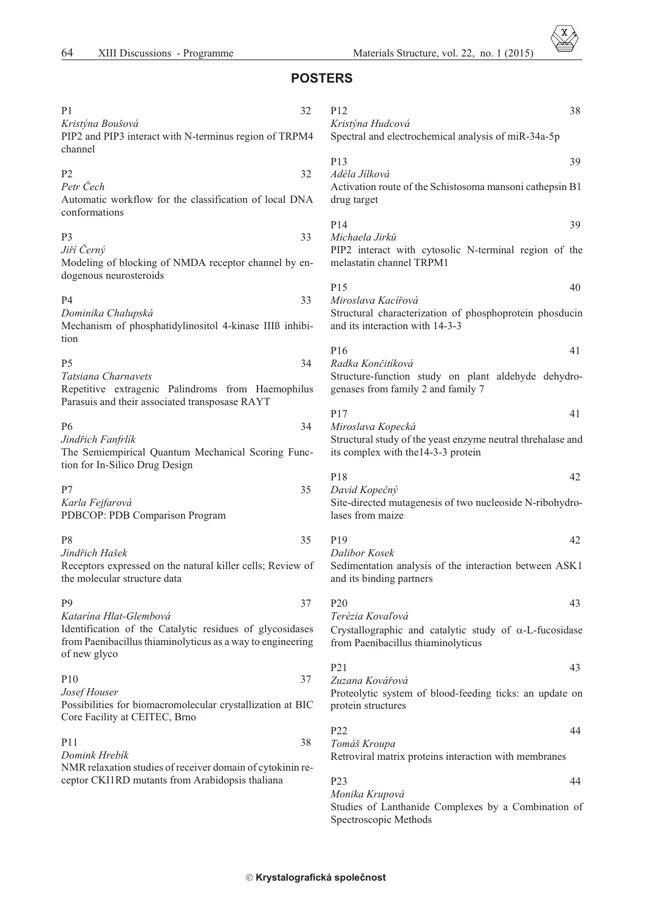## POSTERS

P1 32
*Kristýna Boušová*
PIP2 and PIP3 interact with N-terminus region of TRPM4 channel

P2 32
*Petr Čech*
Automatic workflow for the classification of local DNA conformations

P3 33
*Jiří Černý*
Modeling of blocking of NMDA receptor channel by endogenous neurosteroids

P4 33
*Dominika Chalupská*
Mechanism of phosphatidylinositol 4-kinase IIIß inhibition

P5 34
*Tatsiana Charnavets*
Repetitive extragenic Palindroms from Haemophilus Parasuis and their associated transposase RAYT

P6 34
*Jindřich Fanfrlík*
The Semiempirical Quantum Mechanical Scoring Function for In-Silico Drug Design

P7 35
*Karla Fejfarová*
PDBCOP: PDB Comparison Program

P8 35
*Jindřich Hašek*
Receptors expressed on the natural killer cells; Review of the molecular structure data

P9 37
*Katarína Hlat-Glembová*
Identification of the Catalytic residues of glycosidases from Paenibacillus thiaminolyticus as a way to engineering of new glyco

P10 37
*Josef Houser*
Possibilities for biomacromolecular crystallization at BIC Core Facility at CEITEC, Brno

P11 38
*Domink Hrebík*
NMR relaxation studies of receiver domain of cytokinin receptor CKI1RD mutants from Arabidopsis thaliana

P12 38
*Kristýna Hudcová*
Spectral and electrochemical analysis of miR-34a-5p

P13 39
*Adéla Jílková*
Activation route of the Schistosoma mansoni cathepsin B1 drug target

P14 39
*Michaela Jirků*
PIP2 interact with cytosolic N-terminal region of the melastatin channel TRPM1

P15 40
*Miroslava Kacířová*
Structural characterization of phosphoprotein phosducin and its interaction with 14-3-3

P16 41
*Radka Končitíková*
Structure-function study on plant aldehyde dehydrogenases from family 2 and family 7

P17 41
*Miroslava Kopecká*
Structural study of the yeast enzyme neutral threhalase and its complex with the14-3-3 protein

P18 42
*David Kopečný*
Site-directed mutagenesis of two nucleoside N-ribohydrolases from maize

P19 42
*Dalibor Kosek*
Sedimentation analysis of the interaction between ASK1 and its binding partners

P20 43
*Terézia Kovaľová*
Crystallographic and catalytic study of $\alpha$-L-fucosidase from Paenibacillus thiaminolyticus

P21 43
*Zuzana Kovářová*
Proteolytic system of blood-feeding ticks: an update on protein structures

P22 44
*Tomáš Kroupa*
Retroviral matrix proteins interaction with membranes

P23 44
*Monika Krupová*
Studies of Lanthanide Complexes by a Combination of Spectroscopic Methods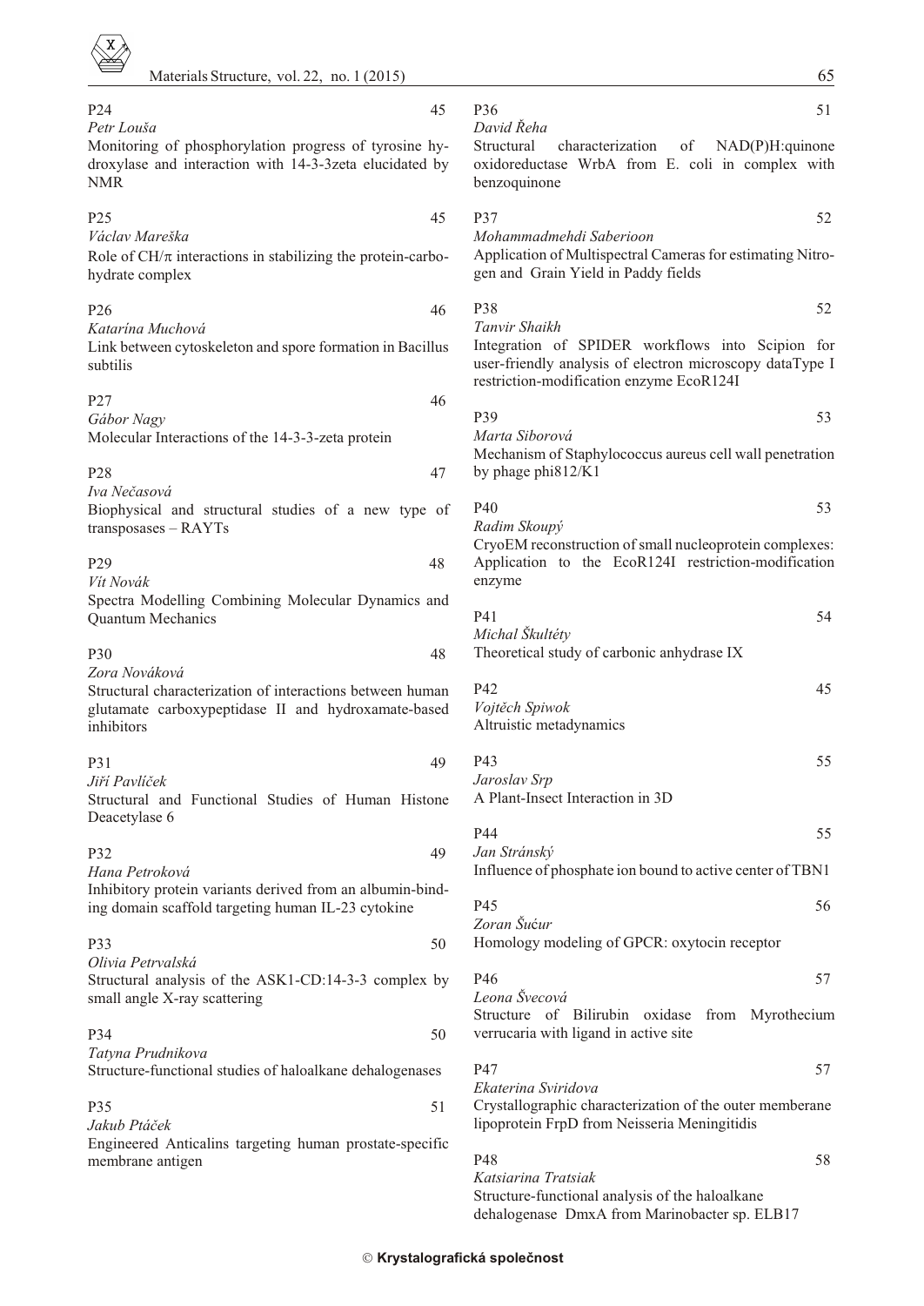P24 45
*Petr Louša*
Monitoring of phosphorylation progress of tyrosine hydroxylase and interaction with 14-3-3zeta elucidated by NMR

P25 45
*Václav Mareška*
Role of CH/$\pi$ interactions in stabilizing the protein-carbohydrate complex

P26 46
*Katarína Muchová*
Link between cytoskeleton and spore formation in Bacillus subtilis

P27 46
*Gábor Nagy*
Molecular Interactions of the 14-3-3-zeta protein

P28 47
*Iva Nečasová*
Biophysical and structural studies of a new type of transposases – RAYTs

P29 48
*Vít Novák*
Spectra Modelling Combining Molecular Dynamics and Quantum Mechanics

P30 48
*Zora Nováková*
Structural characterization of interactions between human glutamate carboxypeptidase II and hydroxamate-based inhibitors

P31 49
*Jiří Pavlíček*
Structural and Functional Studies of Human Histone Deacetylase 6

P32 49
*Hana Petroková*
Inhibitory protein variants derived from an albumin-binding domain scaffold targeting human IL-23 cytokine

P33 50
*Olivia Petrvalská*
Structural analysis of the ASK1-CD:14-3-3 complex by small angle X-ray scattering

P34 50
*Tatyna Prudnikova*
Structure-functional studies of haloalkane dehalogenases

P35 51
*Jakub Ptáček*
Engineered Anticalins targeting human prostate-specific membrane antigen

P36 51
*David Řeha*
Structural characterization of NAD(P)H:quinone oxidoreductase WrbA from E. coli in complex with benzoquinone

P37 52
*Mohammadmehdi Saberioon*
Application of Multispectral Cameras for estimating Nitrogen and Grain Yield in Paddy fields

P38 52
*Tanvir Shaikh*
Integration of SPIDER workflows into Scipion for user-friendly analysis of electron microscopy dataType I restriction-modification enzyme EcoR124I

P39 53
*Marta Siborová*
Mechanism of Staphylococcus aureus cell wall penetration by phage phi812/K1

P40 53
*Radim Skoupý*
CryoEM reconstruction of small nucleoprotein complexes: Application to the EcoR124I restriction-modification enzyme

P41 54
*Michal Škultéty*
Theoretical study of carbonic anhydrase IX

P42 45
*Vojtěch Spiwok*
Altruistic metadynamics

P43 55
*Jaroslav Srp*
A Plant-Insect Interaction in 3D

P44 55
*Jan Stránský*
Influence of phosphate ion bound to active center of TBN1

P45 56
*Zoran Šućur*
Homology modeling of GPCR: oxytocin receptor

P46 57
*Leona Švecová*
Structure of Bilirubin oxidase from Myrothecium verrucaria with ligand in active site

P47 57
*Ekaterina Sviridova*
Crystallographic characterization of the outer memberane lipoprotein FrpD from Neisseria Meningitidis

P48 58
*Katsiarina Tratsiak*
Structure-functional analysis of the haloalkane dehalogenase DmxA from Marinobacter sp. ELB17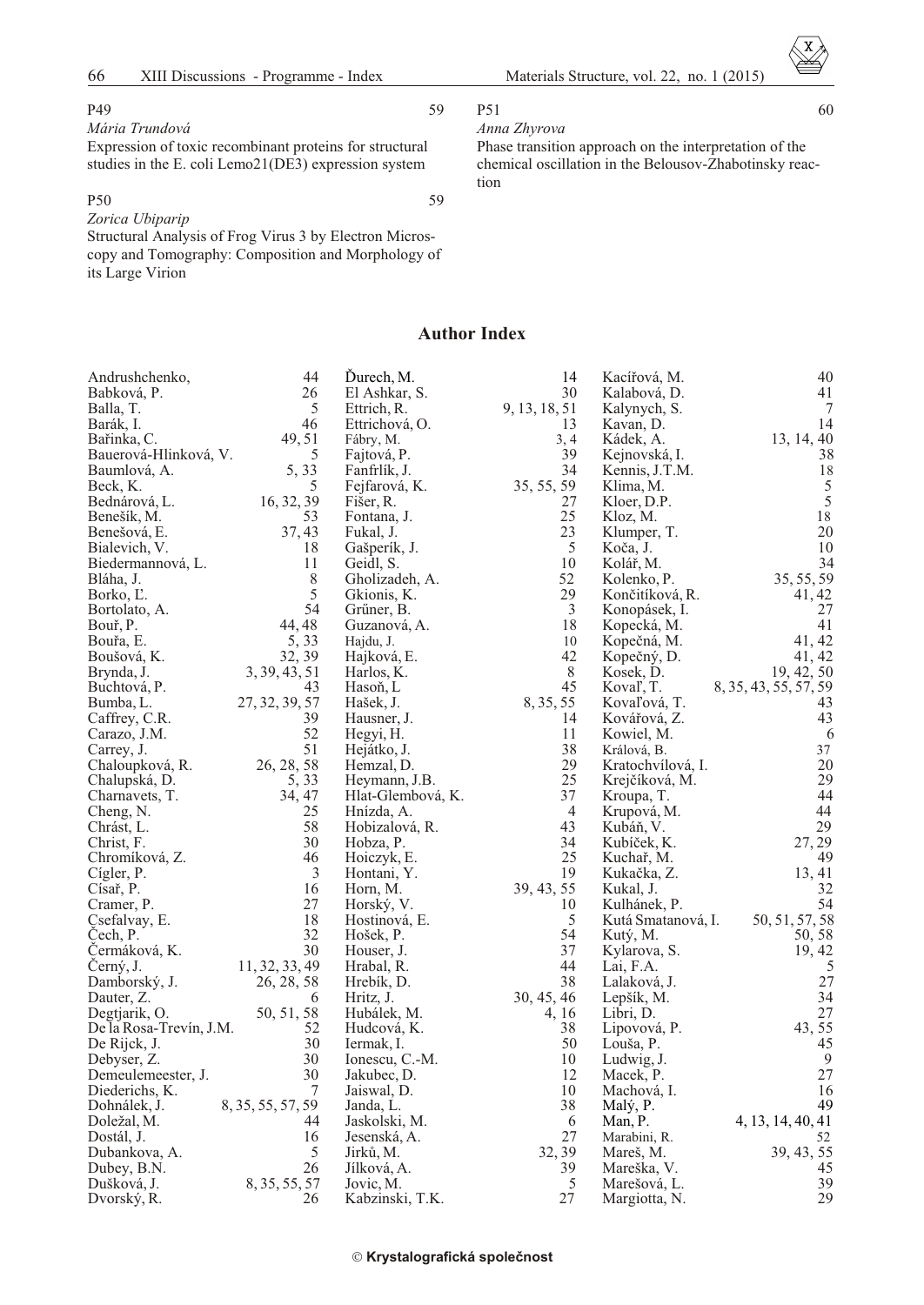P49 59

*Mária Trundová*

Expression of toxic recombinant proteins for structural studies in the E. coli Lemo21(DE3) expression system

P50 59

*Zorica Ubiparip*

Structural Analysis of Frog Virus 3 by Electron Microscopy and Tomography: Composition and Morphology of its Large Virion

P51 60

*Anna Zhyrova*

Phase transition approach on the interpretation of the chemical oscillation in the Belousov-Zhabotinsky reaction

## Author Index

Andrushchenko, 44
Babková, P. 26
Balla, T. 5
Barák, I. 46
Bařinka, C. 49, 51
Bauerová-Hlinková, V. 5
Baumlová, A. 5, 33
Beck, K. 5
Bednárová, L. 16, 32, 39
Benešík, M. 53
Benešová, E. 37, 43
Bialevich, V. 18
Biedermannová, L. 11
Bláha, J. 8
Borko, Ľ. 5
Bortolato, A. 54
Bouř, P. 44, 48
Bouřa, E. 5, 33
Boušová, K. 32, 39
Brynda, J. 3, 39, 43, 51
Buchtová, P. 43
Bumba, L. 27, 32, 39, 57
Caffrey, C.R. 39
Carazo, J.M. 52
Carrey, J. 51
Chaloupková, R. 26, 28, 58
Chalupská, D. 5, 33
Charnavets, T. 34, 47
Cheng, N. 25
Chrást, L. 58
Christ, F. 30
Chromíková, Z. 46
Cígler, P. 3
Císař, P. 16
Cramer, P. 27
Csefalvay, E. 18
Čech, P. 32
Čermáková, K. 30
Černý, J. 11, 32, 33, 49
Damborský, J. 26, 28, 58
Dauter, Z. 6
Degtjarik, O. 50, 51, 58
De la Rosa-Trevín, J.M. 52
De Rijck, J. 30
Debyser, Z. 30
Demeulemeester, J. 30
Diederichs, K. 7
Dohnálek, J. 8, 35, 55, 57, 59
Doležal, M. 44
Dostál, J. 16
Dubankova, A. 5
Dubey, B.N. 26
Dušková, J. 8, 35, 55, 57
Dvorský, R. 26
Ďurech, M. 14
El Ashkar, S. 30
Ettrich, R. 9, 13, 18, 51
Ettrichová, O. 13
Fábry, M. 3, 4
Fajtová, P. 39
Fanfrlík, J. 34
Fejfarová, K. 35, 55, 59
Fišer, R. 27
Fontana, J. 25
Fukal, J. 23
Gašperík, J. 5
Geidl, S. 10
Gholizadeh, A. 52
Gkionis, K. 29
Grűner, B. 3
Guzanová, A. 18
Hajdu, J. 10
Hajková, E. 42
Harlos, K. 8
Hasoň, L 45
Hašek, J. 8, 35, 55
Hausner, J. 14
Hegyi, H. 11
Hejátko, J. 38
Hemzal, D. 29
Heymann, J.B. 25
Hlat-Glembová, K. 37
Hnízda, A. 4
Hobizalová, R. 43
Hobza, P. 34
Hoiczyk, E. 25
Hontani, Y. 19
Horn, M. 39, 43, 55
Horský, V. 10
Hostinová, E. 5
Hošek, P. 54
Houser, J. 37
Hrabal, R. 44
Hrebík, D. 38
Hritz, J. 30, 45, 46
Hubálek, M. 4, 16
Hudcová, K. 38
Iermak, I. 50
Ionescu, C.-M. 10
Jakubec, D. 12
Jaiswal, D. 10
Janda, L. 38
Jaskolski, M. 6
Jesenská, A. 27
Jirků, M. 32, 39
Jílková, A. 39
Jovic, M. 5
Kabzinski, T.K. 27
Kacířová, M. 40
Kalabová, D. 41
Kalynych, S. 7
Kavan, D. 14
Kádek, A. 13, 14, 40
Kejnovská, I. 38
Kennis, J.T.M. 18
Klima, M. 5
Kloer, D.P. 5
Kloz, M. 18
Klumper, T. 20
Koča, J. 10
Kolář, M. 34
Kolenko, P. 35, 55, 59
Končitíková, R. 41, 42
Konopásek, I. 27
Kopecká, M. 41
Kopečná, M. 41, 42
Kopečný, D. 41, 42
Kosek, D. 19, 42, 50
Kovaľ, T. 8, 35, 43, 55, 57, 59
Kovaľová, T. 43
Kovářová, Z. 43
Kowiel, M. 6
Králová, B. 37
Kratochvílová, I. 20
Krejčíková, M. 29
Kroupa, T. 44
Krupová, M. 44
Kubáň, V. 29
Kubíček, K. 27, 29
Kuchař, M. 49
Kukačka, Z. 13, 41
Kukal, J. 32
Kulhánek, P. 54
Kutá Smatanová, I. 50, 51, 57, 58
Kutý, M. 50, 58
Kylarova, S. 19, 42
Lai, F.A. 5
Lalaková, J. 27
Lepšík, M. 34
Libri, D. 27
Lipovová, P. 43, 55
Louša, P. 45
Ludwig, J. 9
Macek, P. 27
Machová, I. 16
Malý, P. 49
Man, P. 4, 13, 14, 40, 41
Marabini, R. 52
Mareš, M. 39, 43, 55
Mareška, V. 45
Marešová, L. 39
Margiotta, N. 29